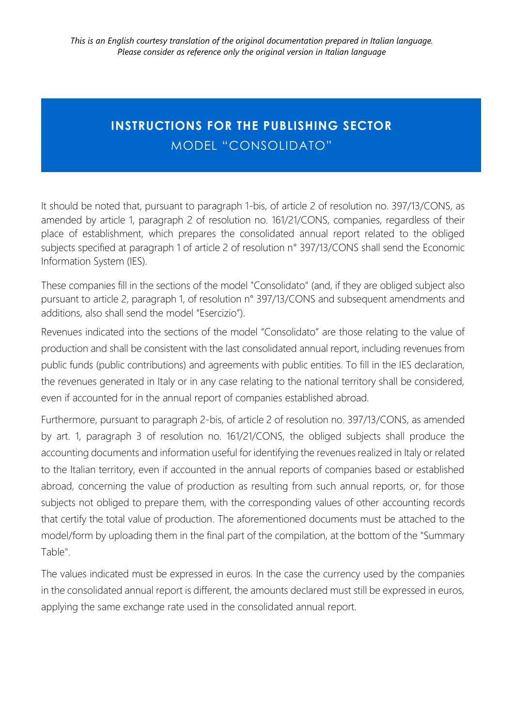*This is an English courtesy translation of the original documentation prepared in Italian language.*
*Please consider as reference only the original version in Italian language*

# INSTRUCTIONS FOR THE PUBLISHING SECTOR
## MODEL "CONSOLIDATO"

It should be noted that, pursuant to paragraph 1-bis, of article 2 of resolution no. 397/13/CONS, as amended by article 1, paragraph 2 of resolution no. 161/21/CONS, companies, regardless of their place of establishment, which prepares the consolidated annual report related to the obliged subjects specified at paragraph 1 of article 2 of resolution n° 397/13/CONS shall send the Economic Information System (IES).

These companies fill in the sections of the model "Consolidato" (and, if they are obliged subject also pursuant to article 2, paragraph 1, of resolution n° 397/13/CONS and subsequent amendments and additions, also shall send the model "Esercizio").

Revenues indicated into the sections of the model "Consolidato" are those relating to the value of production and shall be consistent with the last consolidated annual report, including revenues from public funds (public contributions) and agreements with public entities. To fill in the IES declaration, the revenues generated in Italy or in any case relating to the national territory shall be considered, even if accounted for in the annual report of companies established abroad.

Furthermore, pursuant to paragraph 2-bis, of article 2 of resolution no. 397/13/CONS, as amended by art. 1, paragraph 3 of resolution no. 161/21/CONS, the obliged subjects shall produce the accounting documents and information useful for identifying the revenues realized in Italy or related to the Italian territory, even if accounted in the annual reports of companies based or established abroad, concerning the value of production as resulting from such annual reports, or, for those subjects not obliged to prepare them, with the corresponding values of other accounting records that certify the total value of production. The aforementioned documents must be attached to the model/form by uploading them in the final part of the compilation, at the bottom of the "Summary Table".

The values indicated must be expressed in euros. In the case the currency used by the companies in the consolidated annual report is different, the amounts declared must still be expressed in euros, applying the same exchange rate used in the consolidated annual report.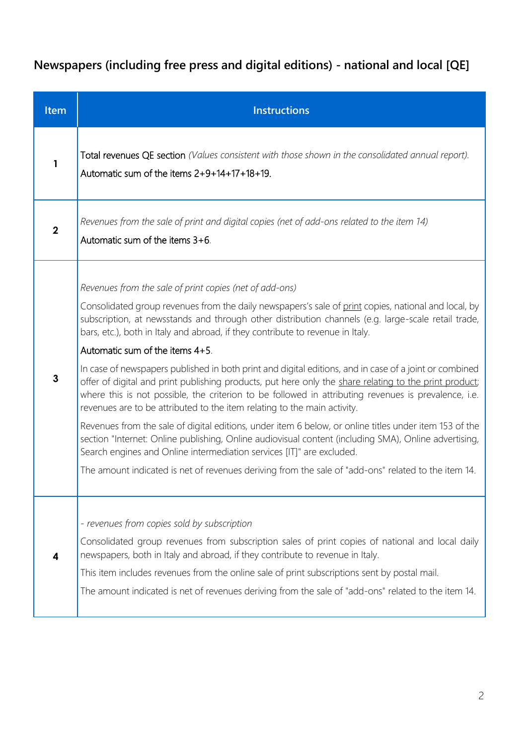## Newspapers (including free press and digital editions) - national and local [QE]

| Item | Instructions |
| --- | --- |
| 1 | Total revenues QE section *(Values consistent with those shown in the consolidated annual report).*<br><br>Automatic sum of the items 2+9+14+17+18+19. |
| 2 | *Revenues from the sale of print and digital copies (net of add-ons related to the item 14)*<br><br>Automatic sum of the items 3+6. |
| 3 | *Revenues from the sale of print copies (net of add-ons)*<br><br>Consolidated group revenues from the daily newspapers's sale of <u>print</u> copies, national and local, by subscription, at newsstands and through other distribution channels (e.g. large-scale retail trade, bars, etc.), both in Italy and abroad, if they contribute to revenue in Italy.<br><br>Automatic sum of the items 4+5.<br><br>In case of newspapers published in both print and digital editions, and in case of a joint or combined offer of digital and print publishing products, put here only the <u>share relating to the print product</u>; where this is not possible, the criterion to be followed in attributing revenues is prevalence, i.e. revenues are to be attributed to the item relating to the main activity.<br><br>Revenues from the sale of digital editions, under item 6 below, or online titles under item 153 of the section "Internet: Online publishing, Online audiovisual content (including SMA), Online advertising, Search engines and Online intermediation services [IT]" are excluded.<br><br>The amount indicated is net of revenues deriving from the sale of "add-ons" related to the item 14. |
| 4 | *- revenues from copies sold by subscription*<br><br>Consolidated group revenues from subscription sales of print copies of national and local daily newspapers, both in Italy and abroad, if they contribute to revenue in Italy.<br><br>This item includes revenues from the online sale of print subscriptions sent by postal mail.<br><br>The amount indicated is net of revenues deriving from the sale of "add-ons" related to the item 14. |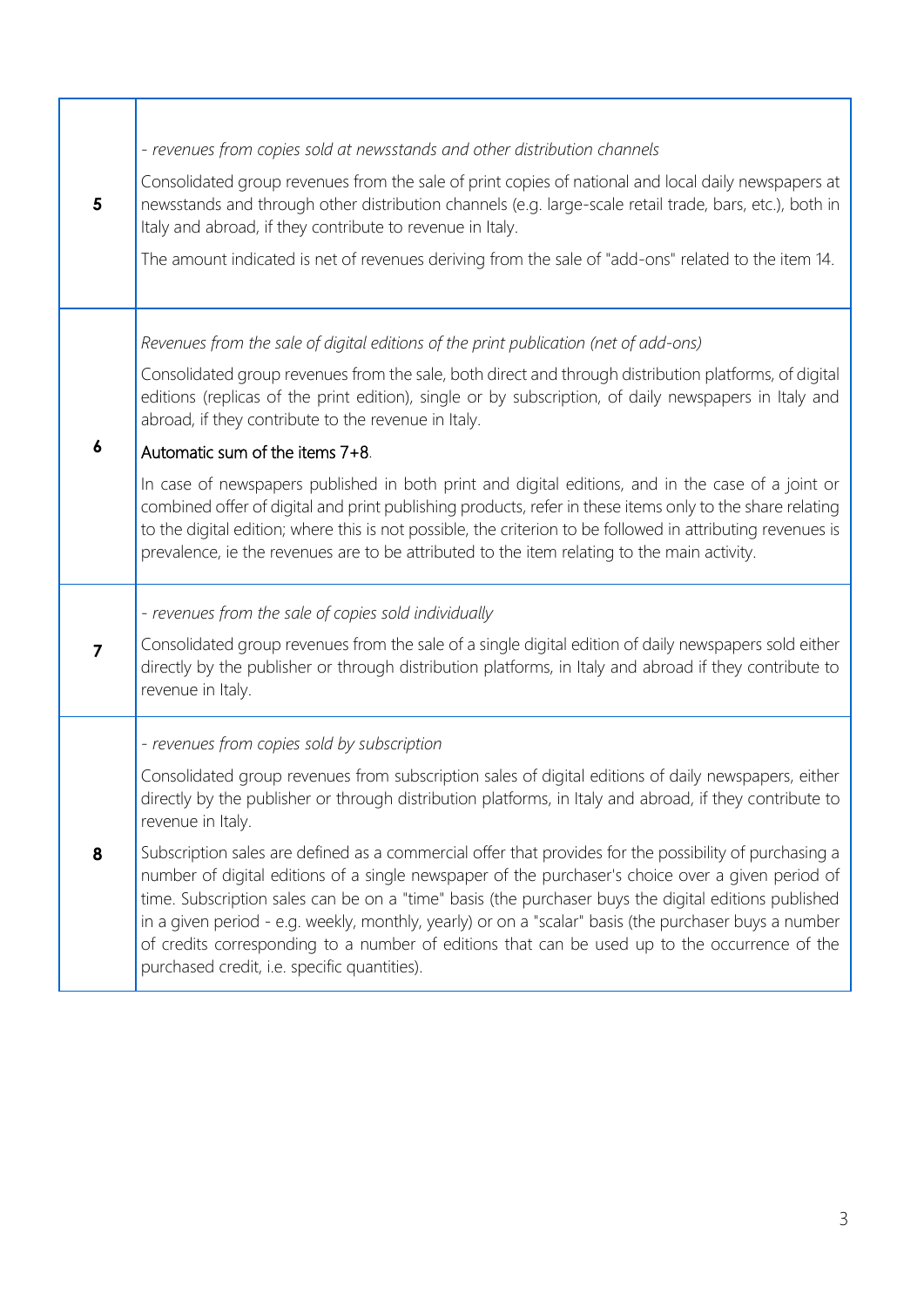| | |
|---|---|
| **5** | *- revenues from copies sold at newsstands and other distribution channels*<br><br>Consolidated group revenues from the sale of print copies of national and local daily newspapers at newsstands and through other distribution channels (e.g. large-scale retail trade, bars, etc.), both in Italy and abroad, if they contribute to revenue in Italy.<br><br>The amount indicated is net of revenues deriving from the sale of "add-ons" related to the item 14. |
| **6** | *Revenues from the sale of digital editions of the print publication (net of add-ons)*<br><br>Consolidated group revenues from the sale, both direct and through distribution platforms, of digital editions (replicas of the print edition), single or by subscription, of daily newspapers in Italy and abroad, if they contribute to the revenue in Italy.<br><br>Automatic sum of the items 7+8.<br><br>In case of newspapers published in both print and digital editions, and in the case of a joint or combined offer of digital and print publishing products, refer in these items only to the share relating to the digital edition; where this is not possible, the criterion to be followed in attributing revenues is prevalence, ie the revenues are to be attributed to the item relating to the main activity. |
| **7** | *- revenues from the sale of copies sold individually*<br><br>Consolidated group revenues from the sale of a single digital edition of daily newspapers sold either directly by the publisher or through distribution platforms, in Italy and abroad if they contribute to revenue in Italy. |
| **8** | *- revenues from copies sold by subscription*<br><br>Consolidated group revenues from subscription sales of digital editions of daily newspapers, either directly by the publisher or through distribution platforms, in Italy and abroad, if they contribute to revenue in Italy.<br><br>Subscription sales are defined as a commercial offer that provides for the possibility of purchasing a number of digital editions of a single newspaper of the purchaser's choice over a given period of time. Subscription sales can be on a "time" basis (the purchaser buys the digital editions published in a given period - e.g. weekly, monthly, yearly) or on a "scalar" basis (the purchaser buys a number of credits corresponding to a number of editions that can be used up to the occurrence of the purchased credit, i.e. specific quantities). |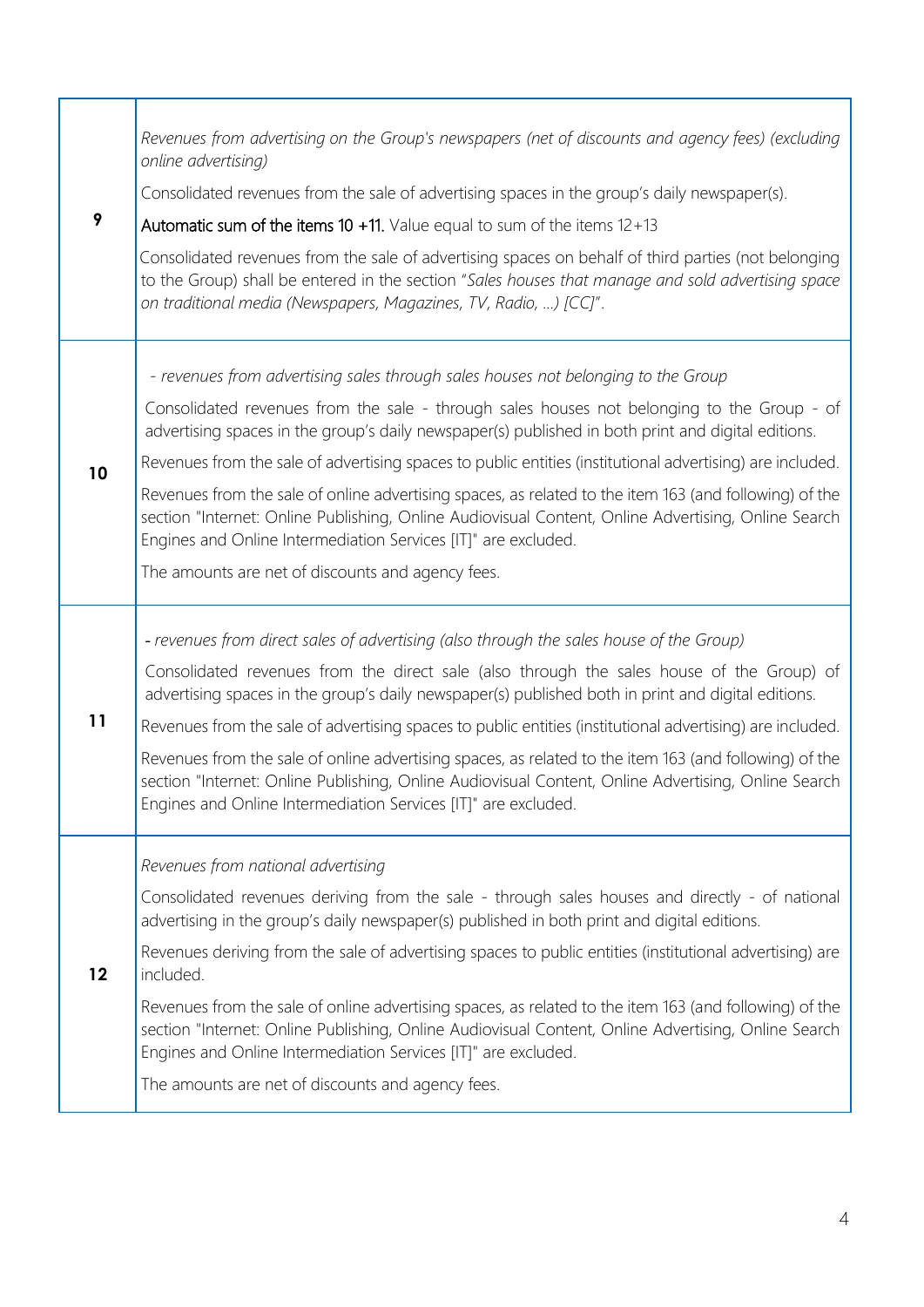| | |
|---|---|
| **9** | *Revenues from advertising on the Group's newspapers (net of discounts and agency fees) (excluding online advertising)*<br><br>Consolidated revenues from the sale of advertising spaces in the group's daily newspaper(s).<br><br>**Automatic sum of the items 10 +11.** Value equal to sum of the items 12+13<br><br>Consolidated revenues from the sale of advertising spaces on behalf of third parties (not belonging to the Group) shall be entered in the section "*Sales houses that manage and sold advertising space on traditional media (Newspapers, Magazines, TV, Radio, ...) [CC]*". |
| **10** | *- revenues from advertising sales through sales houses not belonging to the Group*<br><br>Consolidated revenues from the sale - through sales houses not belonging to the Group - of advertising spaces in the group's daily newspaper(s) published in both print and digital editions.<br><br>Revenues from the sale of advertising spaces to public entities (institutional advertising) are included.<br><br>Revenues from the sale of online advertising spaces, as related to the item 163 (and following) of the section "Internet: Online Publishing, Online Audiovisual Content, Online Advertising, Online Search Engines and Online Intermediation Services [IT]" are excluded.<br><br>The amounts are net of discounts and agency fees. |
| **11** | *- revenues from direct sales of advertising (also through the sales house of the Group)*<br><br>Consolidated revenues from the direct sale (also through the sales house of the Group) of advertising spaces in the group's daily newspaper(s) published both in print and digital editions.<br><br>Revenues from the sale of advertising spaces to public entities (institutional advertising) are included.<br><br>Revenues from the sale of online advertising spaces, as related to the item 163 (and following) of the section "Internet: Online Publishing, Online Audiovisual Content, Online Advertising, Online Search Engines and Online Intermediation Services [IT]" are excluded. |
| **12** | *Revenues from national advertising*<br><br>Consolidated revenues deriving from the sale - through sales houses and directly - of national advertising in the group's daily newspaper(s) published in both print and digital editions.<br><br>Revenues deriving from the sale of advertising spaces to public entities (institutional advertising) are included.<br><br>Revenues from the sale of online advertising spaces, as related to the item 163 (and following) of the section "Internet: Online Publishing, Online Audiovisual Content, Online Advertising, Online Search Engines and Online Intermediation Services [IT]" are excluded.<br><br>The amounts are net of discounts and agency fees. |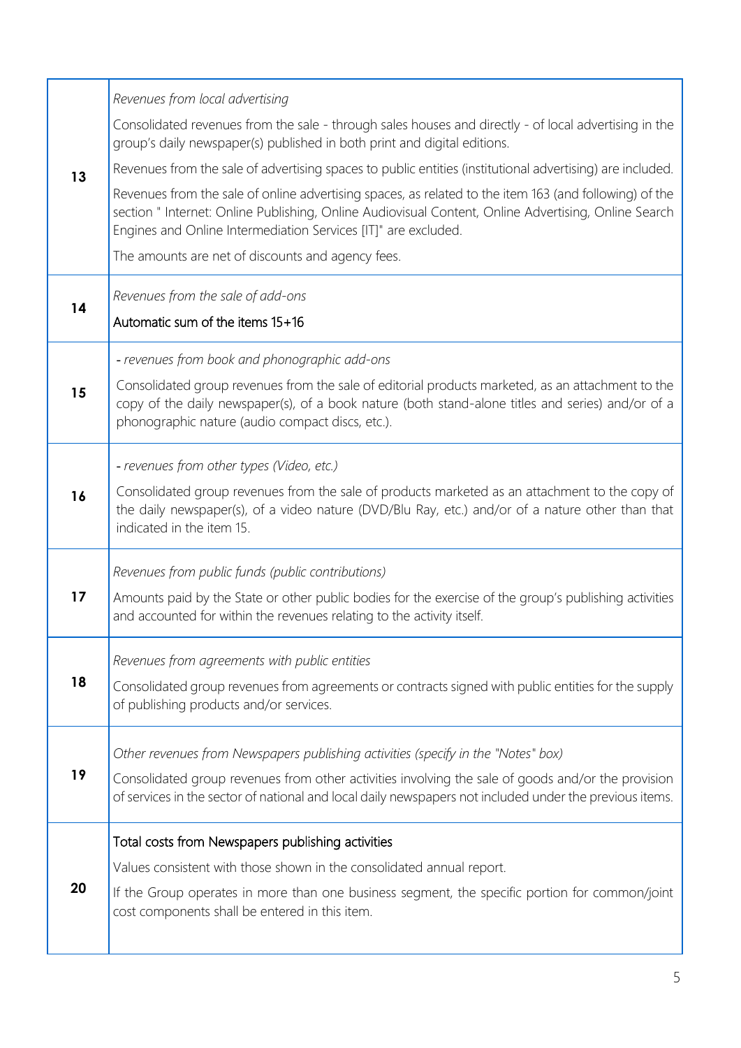| | |
|---|---|
| **13** | *Revenues from local advertising*<br><br>Consolidated revenues from the sale - through sales houses and directly - of local advertising in the group's daily newspaper(s) published in both print and digital editions.<br><br>Revenues from the sale of advertising spaces to public entities (institutional advertising) are included.<br><br>Revenues from the sale of online advertising spaces, as related to the item 163 (and following) of the section " Internet: Online Publishing, Online Audiovisual Content, Online Advertising, Online Search Engines and Online Intermediation Services [IT]" are excluded.<br><br>The amounts are net of discounts and agency fees. |
| **14** | *Revenues from the sale of add-ons*<br><br>Automatic sum of the items 15+16 |
| **15** | *- revenues from book and phonographic add-ons*<br><br>Consolidated group revenues from the sale of editorial products marketed, as an attachment to the copy of the daily newspaper(s), of a book nature (both stand-alone titles and series) and/or of a phonographic nature (audio compact discs, etc.). |
| **16** | *- revenues from other types (Video, etc.)*<br><br>Consolidated group revenues from the sale of products marketed as an attachment to the copy of the daily newspaper(s), of a video nature (DVD/Blu Ray, etc.) and/or of a nature other than that indicated in the item 15. |
| **17** | *Revenues from public funds (public contributions)*<br><br>Amounts paid by the State or other public bodies for the exercise of the group's publishing activities and accounted for within the revenues relating to the activity itself. |
| **18** | *Revenues from agreements with public entities*<br><br>Consolidated group revenues from agreements or contracts signed with public entities for the supply of publishing products and/or services. |
| **19** | *Other revenues from Newspapers publishing activities (specify in the "Notes" box)*<br><br>Consolidated group revenues from other activities involving the sale of goods and/or the provision of services in the sector of national and local daily newspapers not included under the previous items. |
| **20** | Total costs from Newspapers publishing activities<br><br>Values consistent with those shown in the consolidated annual report.<br><br>If the Group operates in more than one business segment, the specific portion for common/joint cost components shall be entered in this item. |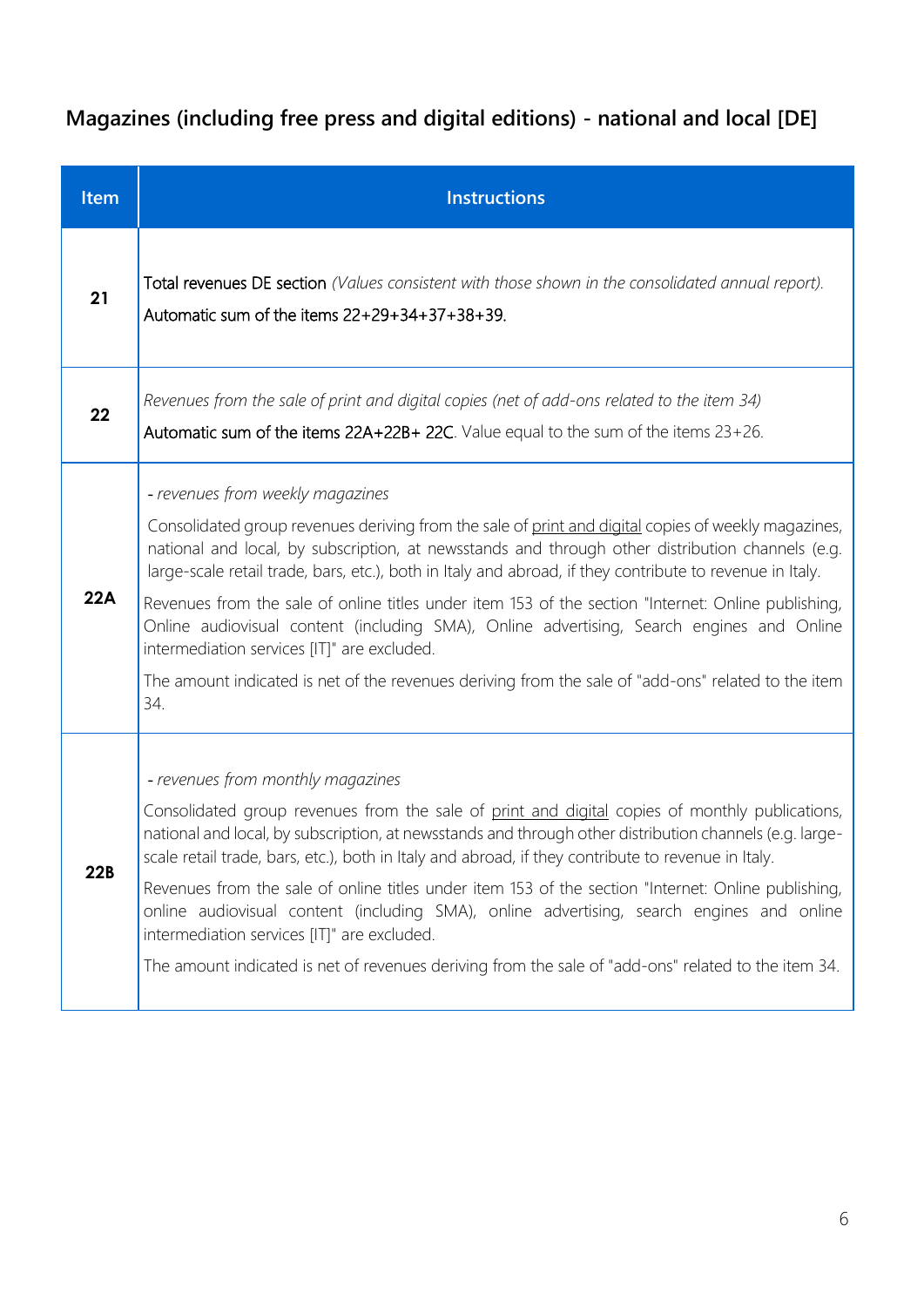## Magazines (including free press and digital editions) - national and local [DE]

| Item | Instructions |
| --- | --- |
| **21** | Total revenues DE section *(Values consistent with those shown in the consolidated annual report).*<br>Automatic sum of the items 22+29+34+37+38+39. |
| **22** | *Revenues from the sale of print and digital copies (net of add-ons related to the item 34)*<br>Automatic sum of the items 22A+22B+ 22C. Value equal to the sum of the items 23+26. |
| **22A** | *- revenues from weekly magazines*<br>Consolidated group revenues deriving from the sale of print and digital copies of weekly magazines, national and local, by subscription, at newsstands and through other distribution channels (e.g. large-scale retail trade, bars, etc.), both in Italy and abroad, if they contribute to revenue in Italy.<br>Revenues from the sale of online titles under item 153 of the section "Internet: Online publishing, Online audiovisual content (including SMA), Online advertising, Search engines and Online intermediation services [IT]" are excluded.<br>The amount indicated is net of the revenues deriving from the sale of "add-ons" related to the item 34. |
| **22B** | *- revenues from monthly magazines*<br>Consolidated group revenues from the sale of print and digital copies of monthly publications, national and local, by subscription, at newsstands and through other distribution channels (e.g. large-scale retail trade, bars, etc.), both in Italy and abroad, if they contribute to revenue in Italy.<br>Revenues from the sale of online titles under item 153 of the section "Internet: Online publishing, online audiovisual content (including SMA), online advertising, search engines and online intermediation services [IT]" are excluded.<br>The amount indicated is net of revenues deriving from the sale of "add-ons" related to the item 34. |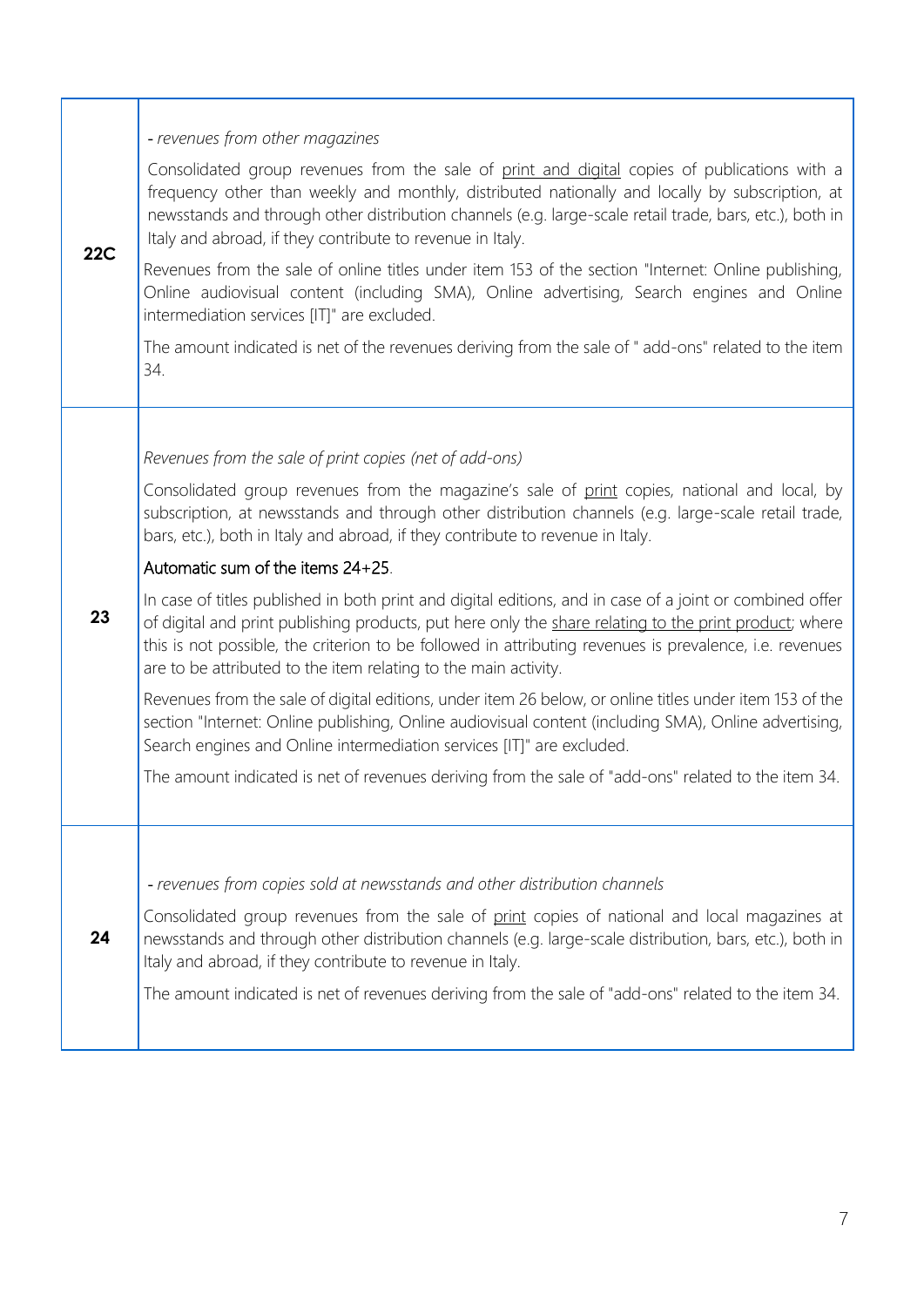| | |
|---|---|
| **22C** | - *revenues from other magazines*<br><br>Consolidated group revenues from the sale of <u>print and digital</u> copies of publications with a frequency other than weekly and monthly, distributed nationally and locally by subscription, at newsstands and through other distribution channels (e.g. large-scale retail trade, bars, etc.), both in Italy and abroad, if they contribute to revenue in Italy.<br><br>Revenues from the sale of online titles under item 153 of the section "Internet: Online publishing, Online audiovisual content (including SMA), Online advertising, Search engines and Online intermediation services [IT]" are excluded.<br><br>The amount indicated is net of the revenues deriving from the sale of " add-ons" related to the item 34. |
| **23** | *Revenues from the sale of print copies (net of add-ons)*<br><br>Consolidated group revenues from the magazine's sale of <u>print</u> copies, national and local, by subscription, at newsstands and through other distribution channels (e.g. large-scale retail trade, bars, etc.), both in Italy and abroad, if they contribute to revenue in Italy.<br><br>Automatic sum of the items 24+25.<br><br>In case of titles published in both print and digital editions, and in case of a joint or combined offer of digital and print publishing products, put here only the <u>share relating to the print product</u>; where this is not possible, the criterion to be followed in attributing revenues is prevalence, i.e. revenues are to be attributed to the item relating to the main activity.<br><br>Revenues from the sale of digital editions, under item 26 below, or online titles under item 153 of the section "Internet: Online publishing, Online audiovisual content (including SMA), Online advertising, Search engines and Online intermediation services [IT]" are excluded.<br><br>The amount indicated is net of revenues deriving from the sale of "add-ons" related to the item 34. |
| **24** | - *revenues from copies sold at newsstands and other distribution channels*<br><br>Consolidated group revenues from the sale of <u>print</u> copies of national and local magazines at newsstands and through other distribution channels (e.g. large-scale distribution, bars, etc.), both in Italy and abroad, if they contribute to revenue in Italy.<br><br>The amount indicated is net of revenues deriving from the sale of "add-ons" related to the item 34. |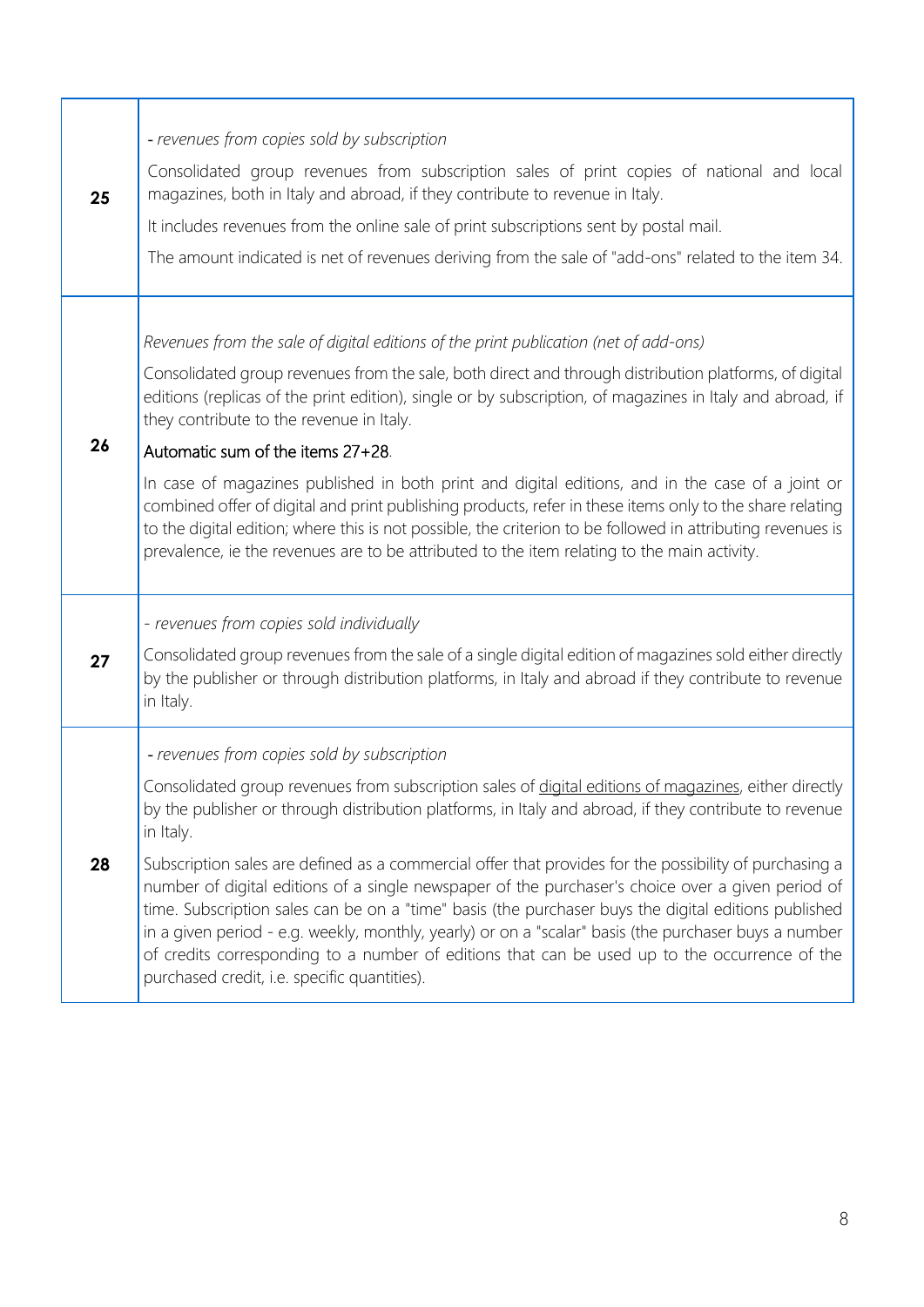| | |
|---|---|
| **25** | - *revenues from copies sold by subscription*<br><br>Consolidated group revenues from subscription sales of print copies of national and local magazines, both in Italy and abroad, if they contribute to revenue in Italy.<br><br>It includes revenues from the online sale of print subscriptions sent by postal mail.<br><br>The amount indicated is net of revenues deriving from the sale of "add-ons" related to the item 34. |
| **26** | *Revenues from the sale of digital editions of the print publication (net of add-ons)*<br><br>Consolidated group revenues from the sale, both direct and through distribution platforms, of digital editions (replicas of the print edition), single or by subscription, of magazines in Italy and abroad, if they contribute to the revenue in Italy.<br><br>Automatic sum of the items 27+28.<br><br>In case of magazines published in both print and digital editions, and in the case of a joint or combined offer of digital and print publishing products, refer in these items only to the share relating to the digital edition; where this is not possible, the criterion to be followed in attributing revenues is prevalence, ie the revenues are to be attributed to the item relating to the main activity. |
| **27** | - *revenues from copies sold individually*<br><br>Consolidated group revenues from the sale of a single digital edition of magazines sold either directly by the publisher or through distribution platforms, in Italy and abroad if they contribute to revenue in Italy. |
| **28** | - *revenues from copies sold by subscription*<br><br>Consolidated group revenues from subscription sales of digital editions of magazines, either directly by the publisher or through distribution platforms, in Italy and abroad, if they contribute to revenue in Italy.<br><br>Subscription sales are defined as a commercial offer that provides for the possibility of purchasing a number of digital editions of a single newspaper of the purchaser's choice over a given period of time. Subscription sales can be on a "time" basis (the purchaser buys the digital editions published in a given period - e.g. weekly, monthly, yearly) or on a "scalar" basis (the purchaser buys a number of credits corresponding to a number of editions that can be used up to the occurrence of the purchased credit, i.e. specific quantities). |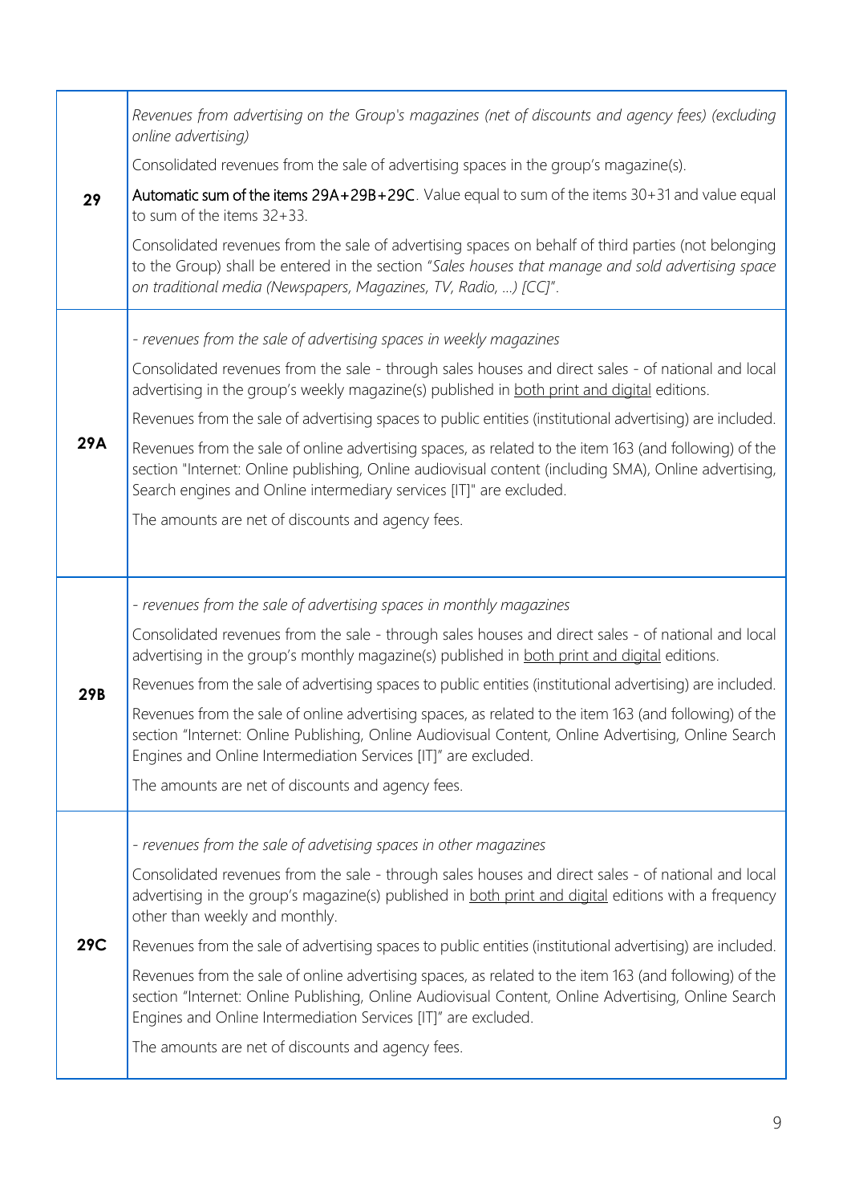| | |
|---|---|
| **29** | *Revenues from advertising on the Group's magazines (net of discounts and agency fees) (excluding online advertising)*<br><br>Consolidated revenues from the sale of advertising spaces in the group's magazine(s).<br><br>Automatic sum of the items 29A+29B+29C. Value equal to sum of the items 30+31 and value equal to sum of the items 32+33.<br><br>Consolidated revenues from the sale of advertising spaces on behalf of third parties (not belonging to the Group) shall be entered in the section "*Sales houses that manage and sold advertising space on traditional media (Newspapers, Magazines, TV, Radio, ...) [CC]*". |
| **29A** | *- revenues from the sale of advertising spaces in weekly magazines*<br><br>Consolidated revenues from the sale - through sales houses and direct sales - of national and local advertising in the group's weekly magazine(s) published in <u>both print and digital</u> editions.<br><br>Revenues from the sale of advertising spaces to public entities (institutional advertising) are included.<br><br>Revenues from the sale of online advertising spaces, as related to the item 163 (and following) of the section "Internet: Online publishing, Online audiovisual content (including SMA), Online advertising, Search engines and Online intermediary services [IT]" are excluded.<br><br>The amounts are net of discounts and agency fees. |
| **29B** | *- revenues from the sale of advertising spaces in monthly magazines*<br><br>Consolidated revenues from the sale - through sales houses and direct sales - of national and local advertising in the group's monthly magazine(s) published in <u>both print and digital</u> editions.<br><br>Revenues from the sale of advertising spaces to public entities (institutional advertising) are included.<br><br>Revenues from the sale of online advertising spaces, as related to the item 163 (and following) of the section "Internet: Online Publishing, Online Audiovisual Content, Online Advertising, Online Search Engines and Online Intermediation Services [IT]" are excluded.<br><br>The amounts are net of discounts and agency fees. |
| **29C** | *- revenues from the sale of advetising spaces in other magazines*<br><br>Consolidated revenues from the sale - through sales houses and direct sales - of national and local advertising in the group's magazine(s) published in <u>both print and digital</u> editions with a frequency other than weekly and monthly.<br><br>Revenues from the sale of advertising spaces to public entities (institutional advertising) are included.<br><br>Revenues from the sale of online advertising spaces, as related to the item 163 (and following) of the section "Internet: Online Publishing, Online Audiovisual Content, Online Advertising, Online Search Engines and Online Intermediation Services [IT]" are excluded.<br><br>The amounts are net of discounts and agency fees. |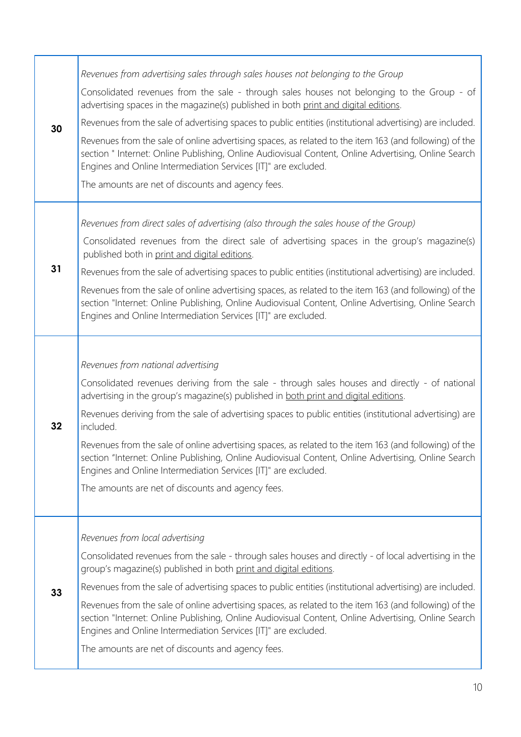| | |
|---|---|
| **30** | *Revenues from advertising sales through sales houses not belonging to the Group*<br><br>Consolidated revenues from the sale - through sales houses not belonging to the Group - of advertising spaces in the magazine(s) published in both print and digital editions.<br><br>Revenues from the sale of advertising spaces to public entities (institutional advertising) are included.<br><br>Revenues from the sale of online advertising spaces, as related to the item 163 (and following) of the section " Internet: Online Publishing, Online Audiovisual Content, Online Advertising, Online Search Engines and Online Intermediation Services [IT]" are excluded.<br><br>The amounts are net of discounts and agency fees. |
| **31** | *Revenues from direct sales of advertising (also through the sales house of the Group)*<br><br>Consolidated revenues from the direct sale of advertising spaces in the group's magazine(s) published both in print and digital editions.<br><br>Revenues from the sale of advertising spaces to public entities (institutional advertising) are included.<br><br>Revenues from the sale of online advertising spaces, as related to the item 163 (and following) of the section "Internet: Online Publishing, Online Audiovisual Content, Online Advertising, Online Search Engines and Online Intermediation Services [IT]" are excluded. |
| **32** | *Revenues from national advertising*<br><br>Consolidated revenues deriving from the sale - through sales houses and directly - of national advertising in the group's magazine(s) published in both print and digital editions.<br><br>Revenues deriving from the sale of advertising spaces to public entities (institutional advertising) are included.<br><br>Revenues from the sale of online advertising spaces, as related to the item 163 (and following) of the section "Internet: Online Publishing, Online Audiovisual Content, Online Advertising, Online Search Engines and Online Intermediation Services [IT]" are excluded.<br><br>The amounts are net of discounts and agency fees. |
| **33** | *Revenues from local advertising*<br><br>Consolidated revenues from the sale - through sales houses and directly - of local advertising in the group's magazine(s) published in both print and digital editions.<br><br>Revenues from the sale of advertising spaces to public entities (institutional advertising) are included.<br><br>Revenues from the sale of online advertising spaces, as related to the item 163 (and following) of the section "Internet: Online Publishing, Online Audiovisual Content, Online Advertising, Online Search Engines and Online Intermediation Services [IT]" are excluded.<br><br>The amounts are net of discounts and agency fees. |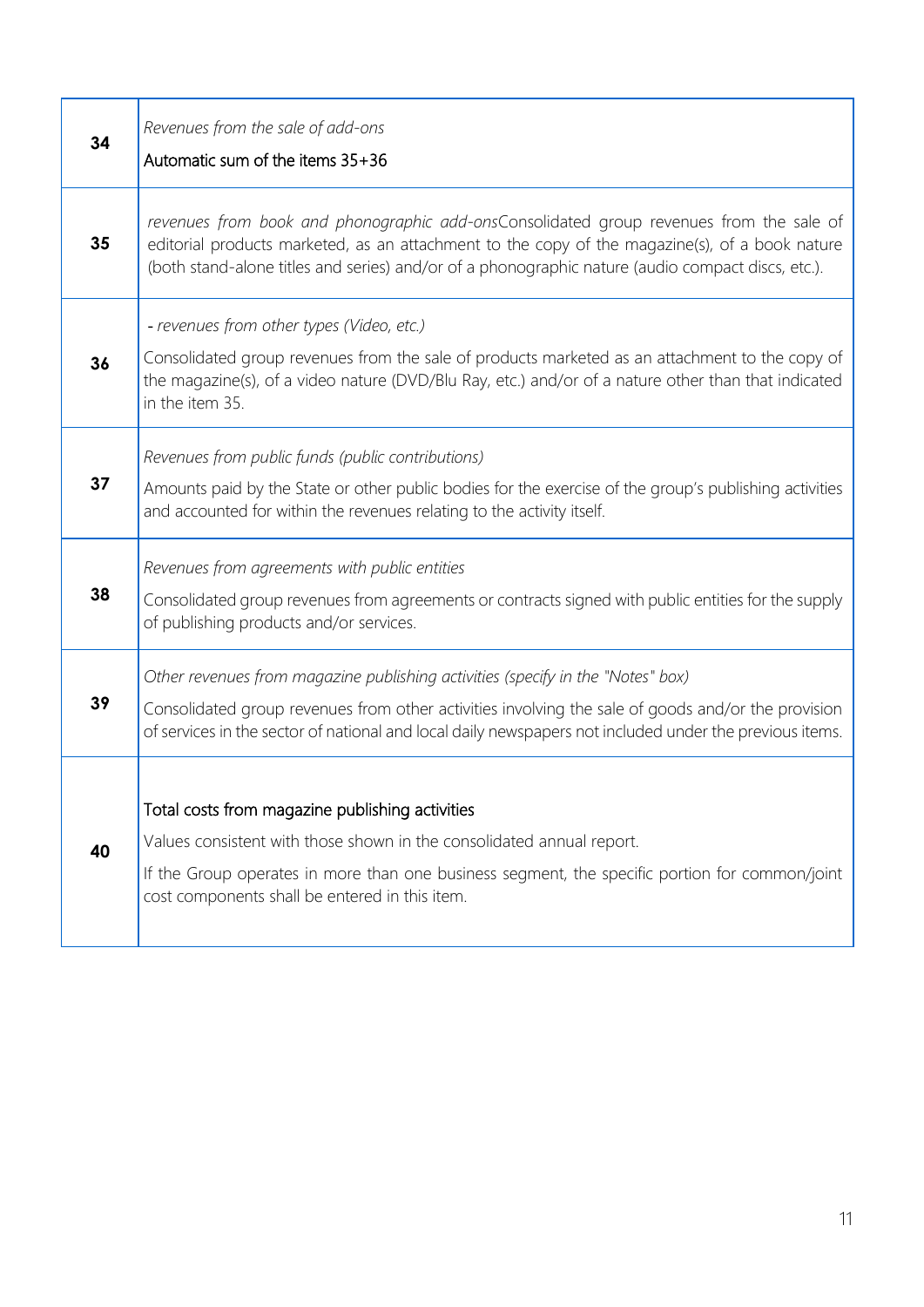| | |
|---|---|
| **34** | *Revenues from the sale of add-ons*<br>Automatic sum of the items 35+36 |
| **35** | *revenues from book and phonographic add-ons*Consolidated group revenues from the sale of editorial products marketed, as an attachment to the copy of the magazine(s), of a book nature (both stand-alone titles and series) and/or of a phonographic nature (audio compact discs, etc.). |
| **36** | *- revenues from other types (Video, etc.)*<br>Consolidated group revenues from the sale of products marketed as an attachment to the copy of the magazine(s), of a video nature (DVD/Blu Ray, etc.) and/or of a nature other than that indicated in the item 35. |
| **37** | *Revenues from public funds (public contributions)*<br>Amounts paid by the State or other public bodies for the exercise of the group's publishing activities and accounted for within the revenues relating to the activity itself. |
| **38** | *Revenues from agreements with public entities*<br>Consolidated group revenues from agreements or contracts signed with public entities for the supply of publishing products and/or services. |
| **39** | *Other revenues from magazine publishing activities (specify in the "Notes" box)*<br>Consolidated group revenues from other activities involving the sale of goods and/or the provision of services in the sector of national and local daily newspapers not included under the previous items. |
| **40** | Total costs from magazine publishing activities<br>Values consistent with those shown in the consolidated annual report.<br>If the Group operates in more than one business segment, the specific portion for common/joint cost components shall be entered in this item. |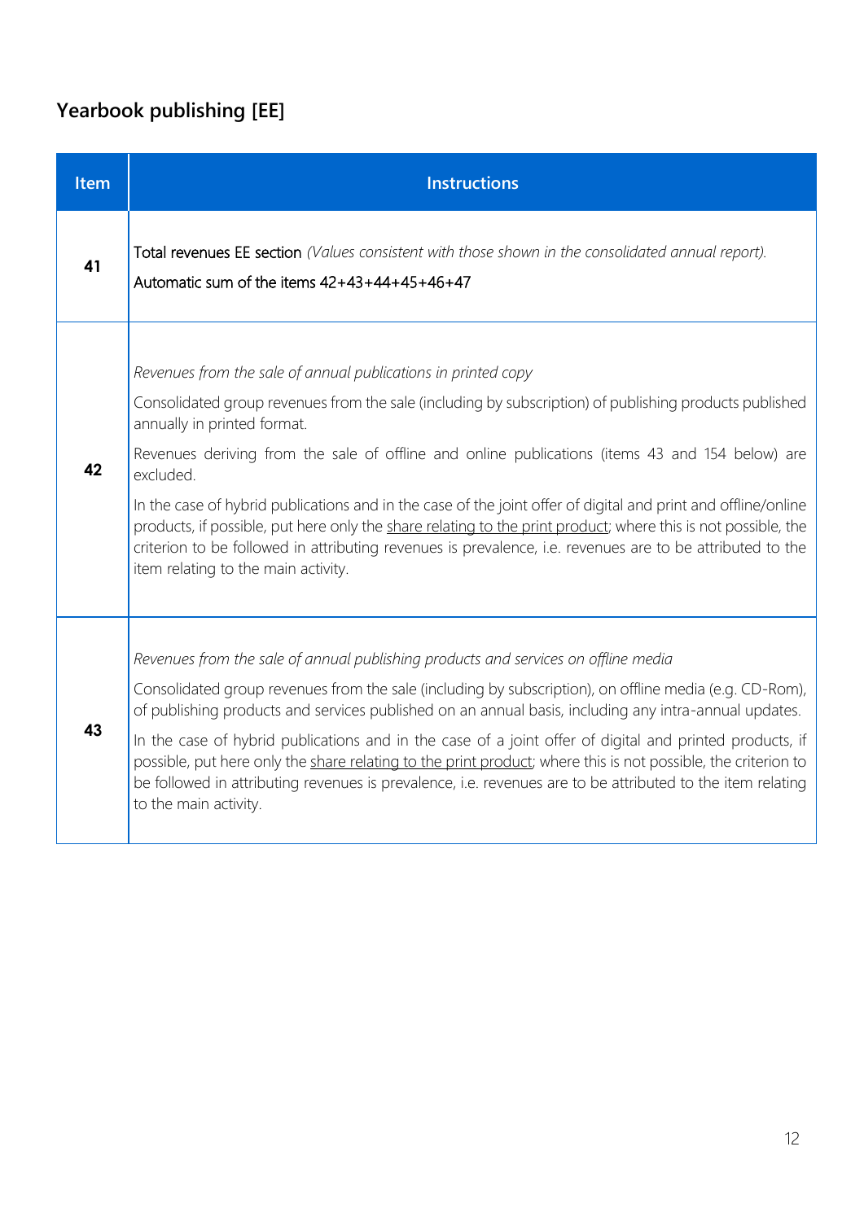## Yearbook publishing [EE]

| Item | Instructions |
|---|---|
| 41 | Total revenues EE section *(Values consistent with those shown in the consolidated annual report).*<br>Automatic sum of the items 42+43+44+45+46+47 |
| 42 | *Revenues from the sale of annual publications in printed copy*<br>Consolidated group revenues from the sale (including by subscription) of publishing products published annually in printed format.<br>Revenues deriving from the sale of offline and online publications (items 43 and 154 below) are excluded.<br>In the case of hybrid publications and in the case of the joint offer of digital and print and offline/online products, if possible, put here only the <u>share relating to the print product</u>; where this is not possible, the criterion to be followed in attributing revenues is prevalence, i.e. revenues are to be attributed to the item relating to the main activity. |
| 43 | *Revenues from the sale of annual publishing products and services on offline media*<br>Consolidated group revenues from the sale (including by subscription), on offline media (e.g. CD-Rom), of publishing products and services published on an annual basis, including any intra-annual updates.<br>In the case of hybrid publications and in the case of a joint offer of digital and printed products, if possible, put here only the <u>share relating to the print product</u>; where this is not possible, the criterion to be followed in attributing revenues is prevalence, i.e. revenues are to be attributed to the item relating to the main activity. |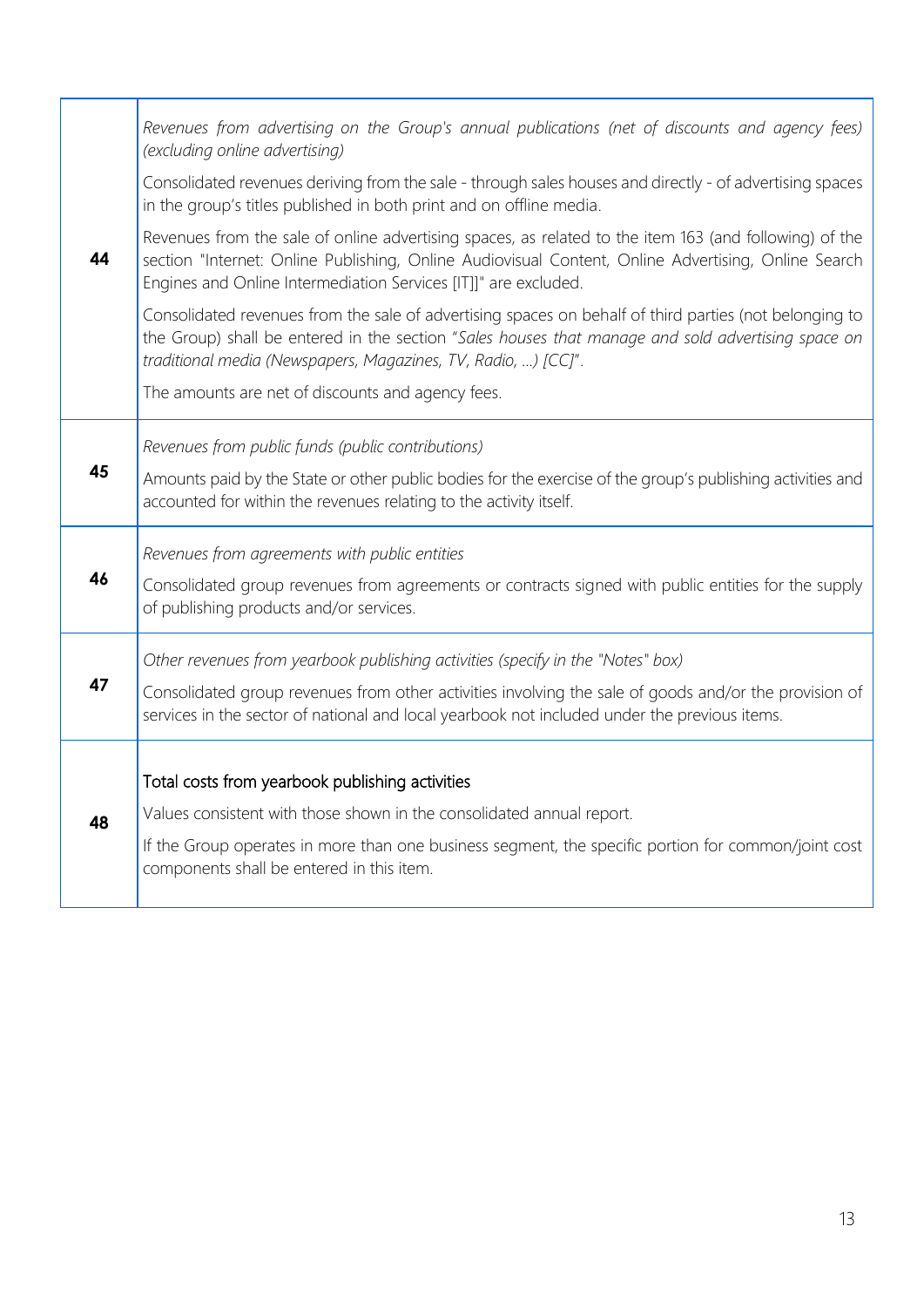| | |
|---|---|
| **44** | *Revenues from advertising on the Group's annual publications (net of discounts and agency fees) (excluding online advertising)*<br><br>Consolidated revenues deriving from the sale - through sales houses and directly - of advertising spaces in the group's titles published in both print and on offline media.<br><br>Revenues from the sale of online advertising spaces, as related to the item 163 (and following) of the section "Internet: Online Publishing, Online Audiovisual Content, Online Advertising, Online Search Engines and Online Intermediation Services [IT]]" are excluded.<br><br>Consolidated revenues from the sale of advertising spaces on behalf of third parties (not belonging to the Group) shall be entered in the section "*Sales houses that manage and sold advertising space on traditional media (Newspapers, Magazines, TV, Radio, …) [CC]*".<br><br>The amounts are net of discounts and agency fees. |
| **45** | *Revenues from public funds (public contributions)*<br><br>Amounts paid by the State or other public bodies for the exercise of the group's publishing activities and accounted for within the revenues relating to the activity itself. |
| **46** | *Revenues from agreements with public entities*<br><br>Consolidated group revenues from agreements or contracts signed with public entities for the supply of publishing products and/or services. |
| **47** | *Other revenues from yearbook publishing activities (specify in the "Notes" box)*<br><br>Consolidated group revenues from other activities involving the sale of goods and/or the provision of services in the sector of national and local yearbook not included under the previous items. |
| **48** | Total costs from yearbook publishing activities<br><br>Values consistent with those shown in the consolidated annual report.<br><br>If the Group operates in more than one business segment, the specific portion for common/joint cost components shall be entered in this item. |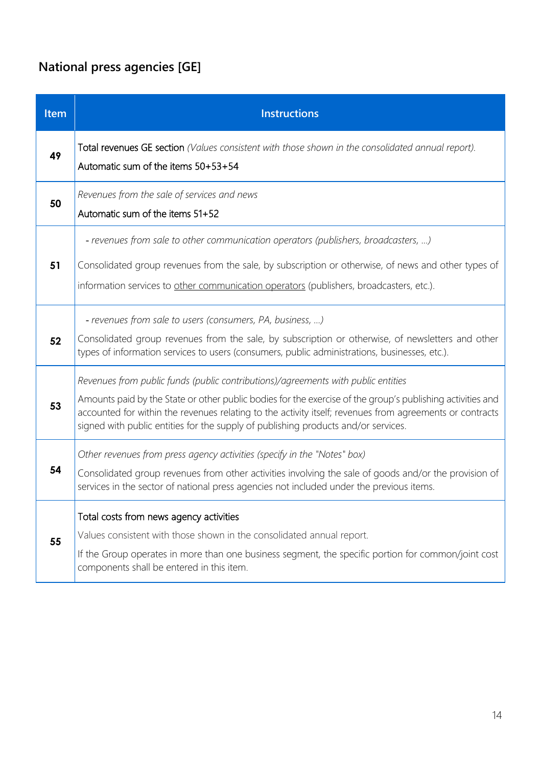## National press agencies [GE]

| Item | Instructions |
|---|---|
| **49** | Total revenues GE section *(Values consistent with those shown in the consolidated annual report).*<br>Automatic sum of the items 50+53+54 |
| **50** | *Revenues from the sale of services and news*<br>Automatic sum of the items 51+52 |
| **51** | *- revenues from sale to other communication operators (publishers, broadcasters, ...)*<br>Consolidated group revenues from the sale, by subscription or otherwise, of news and other types of information services to <u>other communication operators</u> (publishers, broadcasters, etc.). |
| **52** | *- revenues from sale to users (consumers, PA, business, ...)*<br>Consolidated group revenues from the sale, by subscription or otherwise, of newsletters and other types of information services to users (consumers, public administrations, businesses, etc.). |
| **53** | *Revenues from public funds (public contributions)/agreements with public entities*<br>Amounts paid by the State or other public bodies for the exercise of the group's publishing activities and accounted for within the revenues relating to the activity itself; revenues from agreements or contracts signed with public entities for the supply of publishing products and/or services. |
| **54** | *Other revenues from press agency activities (specify in the "Notes" box)*<br>Consolidated group revenues from other activities involving the sale of goods and/or the provision of services in the sector of national press agencies not included under the previous items. |
| **55** | Total costs from news agency activities<br>Values consistent with those shown in the consolidated annual report.<br>If the Group operates in more than one business segment, the specific portion for common/joint cost components shall be entered in this item. |